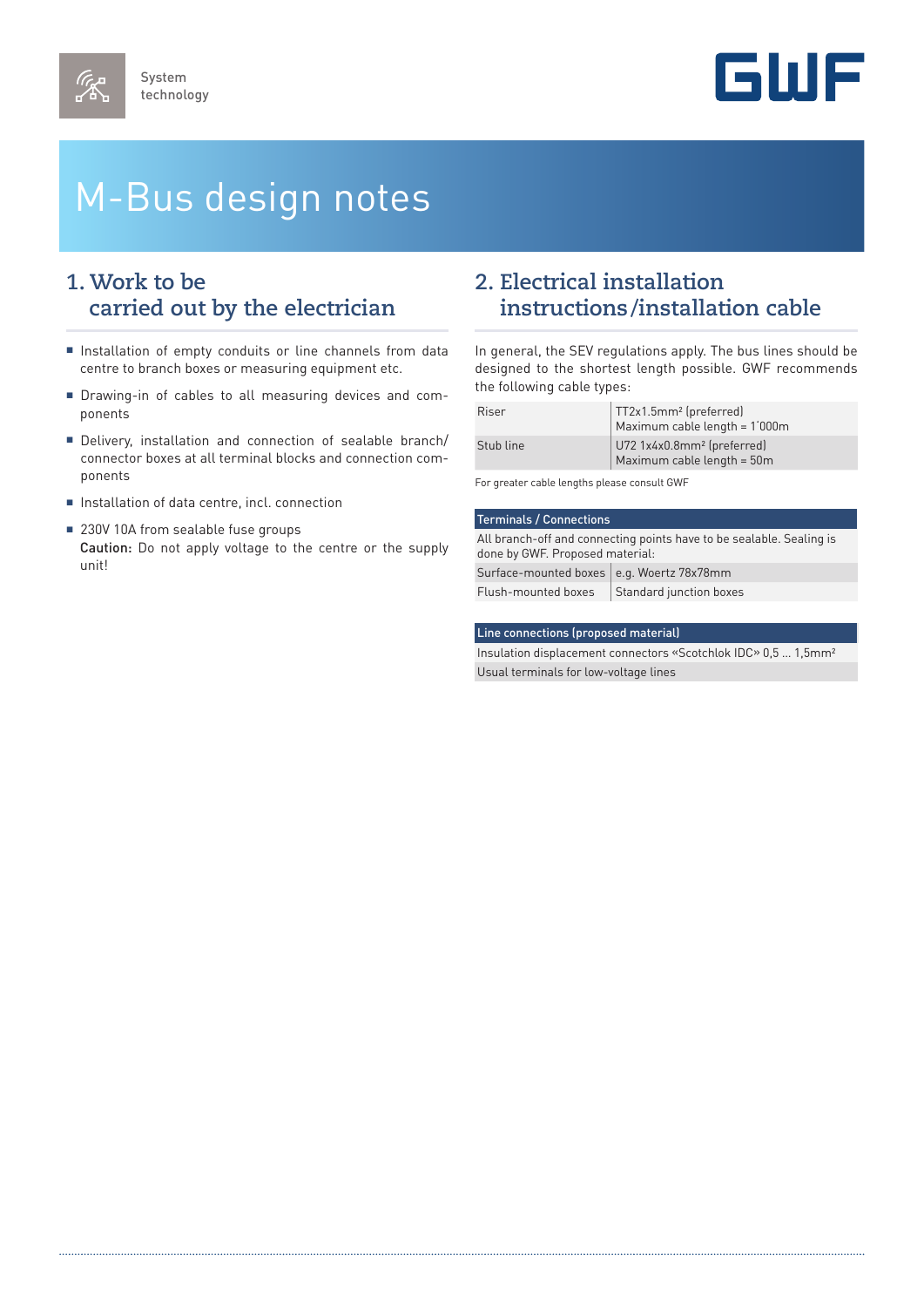System technology

GWF

# M-Bus design notes

## 1. Work to be carried out by the electrician

- Installation of empty conduits or line channels from data centre to branch boxes or measuring equipment etc.
- Drawing-in of cables to all measuring devices and components
- Delivery, installation and connection of sealable branch/connector boxes at all terminal blocks and connection components
- Installation of data centre, incl. connection
- 230V 10A from sealable fuse groups
  **Caution:** Do not apply voltage to the centre or the supply unit!

## 2. Electrical installation instructions/installation cable

In general, the SEV regulations apply. The bus lines should be designed to the shortest length possible. GWF recommends the following cable types:

| | |
|---|---|
| Riser | TT2x1.5mm² (preferred)<br>Maximum cable length = 1´000m |
| Stub line | U72 1x4x0.8mm² (preferred)<br>Maximum cable length = 50m |

For greater cable lengths please consult GWF

| Terminals / Connections | |
|---|---|
| All branch-off and connecting points have to be sealable. Sealing is done by GWF. Proposed material: | |
| Surface-mounted boxes | e.g. Woertz 78x78mm |
| Flush-mounted boxes | Standard junction boxes |

| Line connections (proposed material) |
|---|
| Insulation displacement connectors «Scotchlok IDC» 0,5 ... 1,5mm² |
| Usual terminals for low-voltage lines |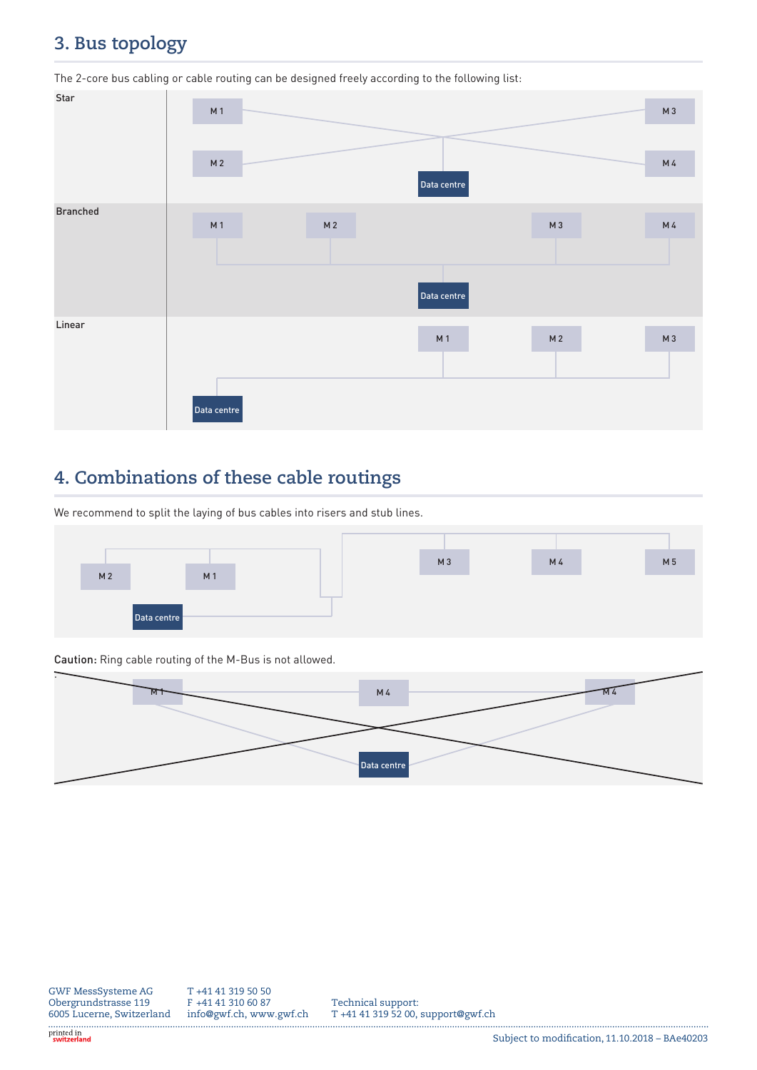## 3. Bus topology

The 2-core bus cabling or cable routing can be designed freely according to the following list:

Star

M 1
M 3
M 2
M 4
Data centre

Branched

M 1
M 2
M 3
M 4
Data centre

Linear

M 1
M 2
M 3
Data centre

## 4. Combinations of these cable routings

We recommend to split the laying of bus cables into risers and stub lines.

M 2
M 1
M 3
M 4
M 5
Data centre

**Caution:** Ring cable routing of the M-Bus is not allowed.

M 1
M 4
M 4
Data centre

GWF MessSysteme AG
Obergrundstrasse 119
6005 Lucerne, Switzerland

T +41 41 319 50 50
F +41 41 310 60 87
info@gwf.ch, www.gwf.ch

Technical support:
T +41 41 319 52 00, support@gwf.ch

printed in switzerland

Subject to modification, 11.10.2018 – BAe40203